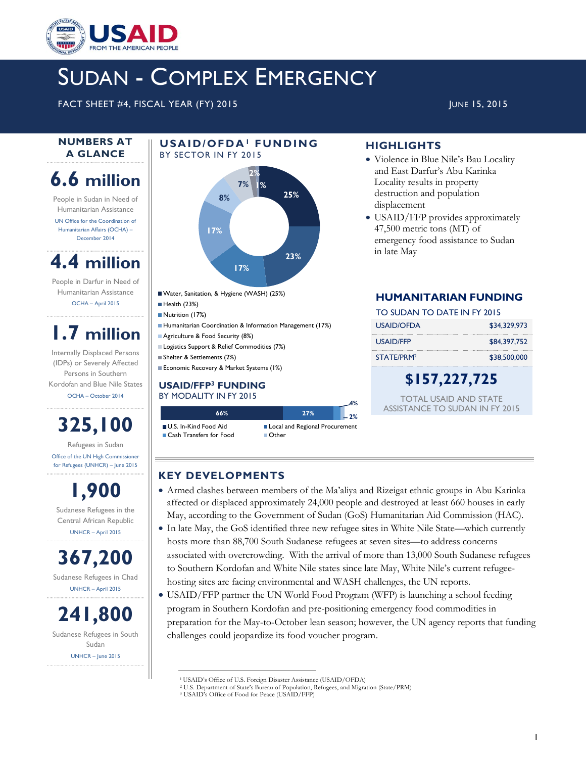# SUDAN - COMPLEX EMERGENCY

FACT SHEET #4, FISCAL YEAR (FY) 2015

JUNE 15, 2015

## NUMBERS AT A GLANCE

**6.6 million**

People in Sudan in Need of Humanitarian Assistance

UN Office for the Coordination of Humanitarian Affairs (OCHA) – December 2014

**4.4 million**

People in Darfur in Need of Humanitarian Assistance

OCHA – April 2015

**1.7 million**

Internally Displaced Persons (IDPs) or Severely Affected Persons in Southern Kordofan and Blue Nile States

OCHA – October 2014

**325,100**

Refugees in Sudan

Office of the UN High Commissioner for Refugees (UNHCR) – June 2015

**1,900**

Sudanese Refugees in the Central African Republic

UNHCR – April 2015

**367,200**

Sudanese Refugees in Chad

UNHCR – April 2015

**241,800**

Sudanese Refugees in South Sudan

UNHCR – June 2015

## USAID/OFDA[1] FUNDING

BY SECTOR IN FY 2015

- Water, Sanitation, & Hygiene (WASH) (25%)
- Health (23%)
- Nutrition (17%)
- Humanitarian Coordination & Information Management (17%)
- Agriculture & Food Security (8%)
- Logistics Support & Relief Commodities (7%)
- Shelter & Settlements (2%)
- Economic Recovery & Market Systems (1%)

## USAID/FFP[3] FUNDING

BY MODALITY IN FY 2015

- U.S. In-Kind Food Aid (66%)
- Local and Regional Procurement (27%)
- Cash Transfers for Food (4%)
- Other (2%)

## HIGHLIGHTS

- Violence in Blue Nile's Bau Locality and East Darfur's Abu Karinka Locality results in property destruction and population displacement
- USAID/FFP provides approximately 47,500 metric tons (MT) of emergency food assistance to Sudan in late May

## HUMANITARIAN FUNDING

TO SUDAN TO DATE IN FY 2015

| | |
|---|---|
| USAID/OFDA | $34,329,973 |
| USAID/FFP | $84,397,752 |
| STATE/PRM[2] | $38,500,000 |

**$157,227,725**

TOTAL USAID AND STATE ASSISTANCE TO SUDAN IN FY 2015

## KEY DEVELOPMENTS

- Armed clashes between members of the Ma'aliya and Rizeigat ethnic groups in Abu Karinka affected or displaced approximately 24,000 people and destroyed at least 660 houses in early May, according to the Government of Sudan (GoS) Humanitarian Aid Commission (HAC).
- In late May, the GoS identified three new refugee sites in White Nile State—which currently hosts more than 88,700 South Sudanese refugees at seven sites—to address concerns associated with overcrowding. With the arrival of more than 13,000 South Sudanese refugees to Southern Kordofan and White Nile states since late May, White Nile's current refugee-hosting sites are facing environmental and WASH challenges, the UN reports.
- USAID/FFP partner the UN World Food Program (WFP) is launching a school feeding program in Southern Kordofan and pre-positioning emergency food commodities in preparation for the May-to-October lean season; however, the UN agency reports that funding challenges could jeopardize its food voucher program.

---

[1] USAID's Office of U.S. Foreign Disaster Assistance (USAID/OFDA)
[2] U.S. Department of State's Bureau of Population, Refugees, and Migration (State/PRM)
[3] USAID's Office of Food for Peace (USAID/FFP)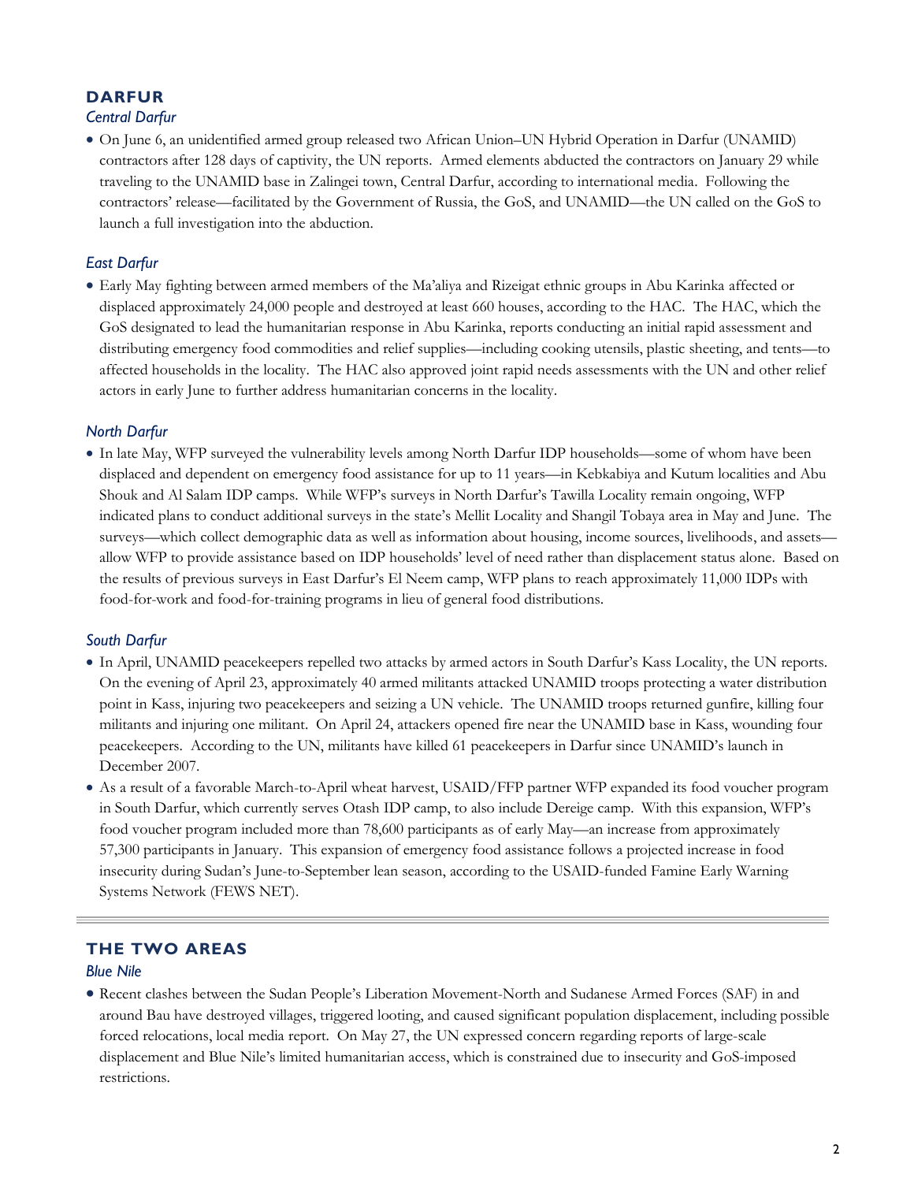## DARFUR

### *Central Darfur*

- On June 6, an unidentified armed group released two African Union–UN Hybrid Operation in Darfur (UNAMID) contractors after 128 days of captivity, the UN reports. Armed elements abducted the contractors on January 29 while traveling to the UNAMID base in Zalingei town, Central Darfur, according to international media. Following the contractors' release—facilitated by the Government of Russia, the GoS, and UNAMID—the UN called on the GoS to launch a full investigation into the abduction.

### *East Darfur*

- Early May fighting between armed members of the Ma'aliya and Rizeigat ethnic groups in Abu Karinka affected or displaced approximately 24,000 people and destroyed at least 660 houses, according to the HAC. The HAC, which the GoS designated to lead the humanitarian response in Abu Karinka, reports conducting an initial rapid assessment and distributing emergency food commodities and relief supplies—including cooking utensils, plastic sheeting, and tents—to affected households in the locality. The HAC also approved joint rapid needs assessments with the UN and other relief actors in early June to further address humanitarian concerns in the locality.

### *North Darfur*

- In late May, WFP surveyed the vulnerability levels among North Darfur IDP households—some of whom have been displaced and dependent on emergency food assistance for up to 11 years—in Kebkabiya and Kutum localities and Abu Shouk and Al Salam IDP camps. While WFP's surveys in North Darfur's Tawilla Locality remain ongoing, WFP indicated plans to conduct additional surveys in the state's Mellit Locality and Shangil Tobaya area in May and June. The surveys—which collect demographic data as well as information about housing, income sources, livelihoods, and assets—allow WFP to provide assistance based on IDP households' level of need rather than displacement status alone. Based on the results of previous surveys in East Darfur's El Neem camp, WFP plans to reach approximately 11,000 IDPs with food-for-work and food-for-training programs in lieu of general food distributions.

### *South Darfur*

- In April, UNAMID peacekeepers repelled two attacks by armed actors in South Darfur's Kass Locality, the UN reports. On the evening of April 23, approximately 40 armed militants attacked UNAMID troops protecting a water distribution point in Kass, injuring two peacekeepers and seizing a UN vehicle. The UNAMID troops returned gunfire, killing four militants and injuring one militant. On April 24, attackers opened fire near the UNAMID base in Kass, wounding four peacekeepers. According to the UN, militants have killed 61 peacekeepers in Darfur since UNAMID's launch in December 2007.
- As a result of a favorable March-to-April wheat harvest, USAID/FFP partner WFP expanded its food voucher program in South Darfur, which currently serves Otash IDP camp, to also include Dereige camp. With this expansion, WFP's food voucher program included more than 78,600 participants as of early May—an increase from approximately 57,300 participants in January. This expansion of emergency food assistance follows a projected increase in food insecurity during Sudan's June-to-September lean season, according to the USAID-funded Famine Early Warning Systems Network (FEWS NET).

## THE TWO AREAS

### *Blue Nile*

- Recent clashes between the Sudan People's Liberation Movement-North and Sudanese Armed Forces (SAF) in and around Bau have destroyed villages, triggered looting, and caused significant population displacement, including possible forced relocations, local media report. On May 27, the UN expressed concern regarding reports of large-scale displacement and Blue Nile's limited humanitarian access, which is constrained due to insecurity and GoS-imposed restrictions.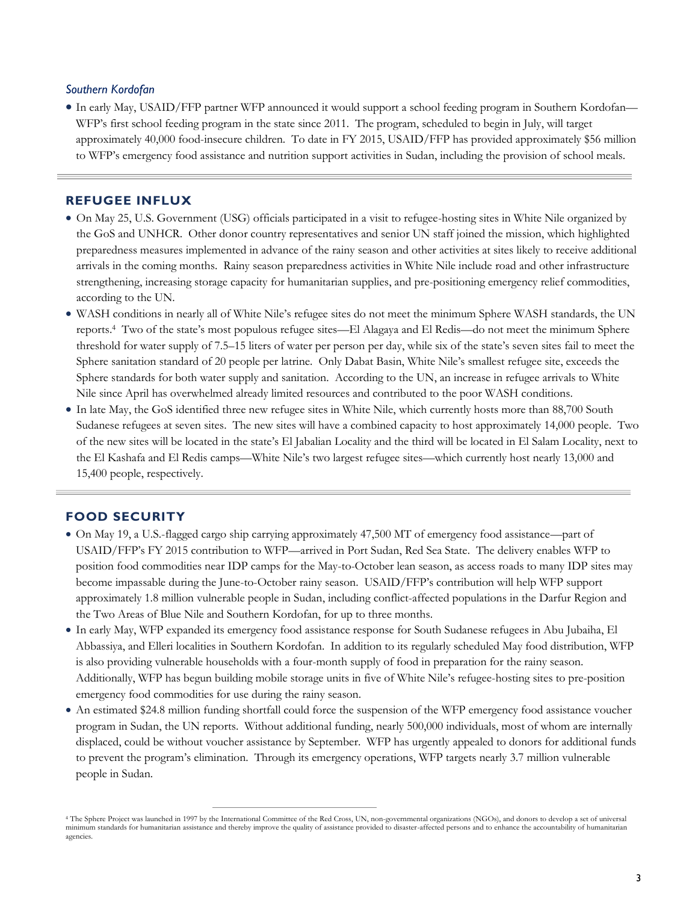### *Southern Kordofan*

- In early May, USAID/FFP partner WFP announced it would support a school feeding program in Southern Kordofan—WFP's first school feeding program in the state since 2011. The program, scheduled to begin in July, will target approximately 40,000 food-insecure children. To date in FY 2015, USAID/FFP has provided approximately $56 million to WFP's emergency food assistance and nutrition support activities in Sudan, including the provision of school meals.

## REFUGEE INFLUX

- On May 25, U.S. Government (USG) officials participated in a visit to refugee-hosting sites in White Nile organized by the GoS and UNHCR. Other donor country representatives and senior UN staff joined the mission, which highlighted preparedness measures implemented in advance of the rainy season and other activities at sites likely to receive additional arrivals in the coming months. Rainy season preparedness activities in White Nile include road and other infrastructure strengthening, increasing storage capacity for humanitarian supplies, and pre-positioning emergency relief commodities, according to the UN.
- WASH conditions in nearly all of White Nile's refugee sites do not meet the minimum Sphere WASH standards, the UN reports.[4] Two of the state's most populous refugee sites—El Alagaya and El Redis—do not meet the minimum Sphere threshold for water supply of 7.5–15 liters of water per person per day, while six of the state's seven sites fail to meet the Sphere sanitation standard of 20 people per latrine. Only Dabat Basin, White Nile's smallest refugee site, exceeds the Sphere standards for both water supply and sanitation. According to the UN, an increase in refugee arrivals to White Nile since April has overwhelmed already limited resources and contributed to the poor WASH conditions.
- In late May, the GoS identified three new refugee sites in White Nile, which currently hosts more than 88,700 South Sudanese refugees at seven sites. The new sites will have a combined capacity to host approximately 14,000 people. Two of the new sites will be located in the state's El Jabalian Locality and the third will be located in El Salam Locality, next to the El Kashafa and El Redis camps—White Nile's two largest refugee sites—which currently host nearly 13,000 and 15,400 people, respectively.

## FOOD SECURITY

- On May 19, a U.S.-flagged cargo ship carrying approximately 47,500 MT of emergency food assistance—part of USAID/FFP's FY 2015 contribution to WFP—arrived in Port Sudan, Red Sea State. The delivery enables WFP to position food commodities near IDP camps for the May-to-October lean season, as access roads to many IDP sites may become impassable during the June-to-October rainy season. USAID/FFP's contribution will help WFP support approximately 1.8 million vulnerable people in Sudan, including conflict-affected populations in the Darfur Region and the Two Areas of Blue Nile and Southern Kordofan, for up to three months.
- In early May, WFP expanded its emergency food assistance response for South Sudanese refugees in Abu Jubaiha, El Abbassiya, and Elleri localities in Southern Kordofan. In addition to its regularly scheduled May food distribution, WFP is also providing vulnerable households with a four-month supply of food in preparation for the rainy season. Additionally, WFP has begun building mobile storage units in five of White Nile's refugee-hosting sites to pre-position emergency food commodities for use during the rainy season.
- An estimated $24.8 million funding shortfall could force the suspension of the WFP emergency food assistance voucher program in Sudan, the UN reports. Without additional funding, nearly 500,000 individuals, most of whom are internally displaced, could be without voucher assistance by September. WFP has urgently appealed to donors for additional funds to prevent the program's elimination. Through its emergency operations, WFP targets nearly 3.7 million vulnerable people in Sudan.

---

[4] The Sphere Project was launched in 1997 by the International Committee of the Red Cross, UN, non-governmental organizations (NGOs), and donors to develop a set of universal minimum standards for humanitarian assistance and thereby improve the quality of assistance provided to disaster-affected persons and to enhance the accountability of humanitarian agencies.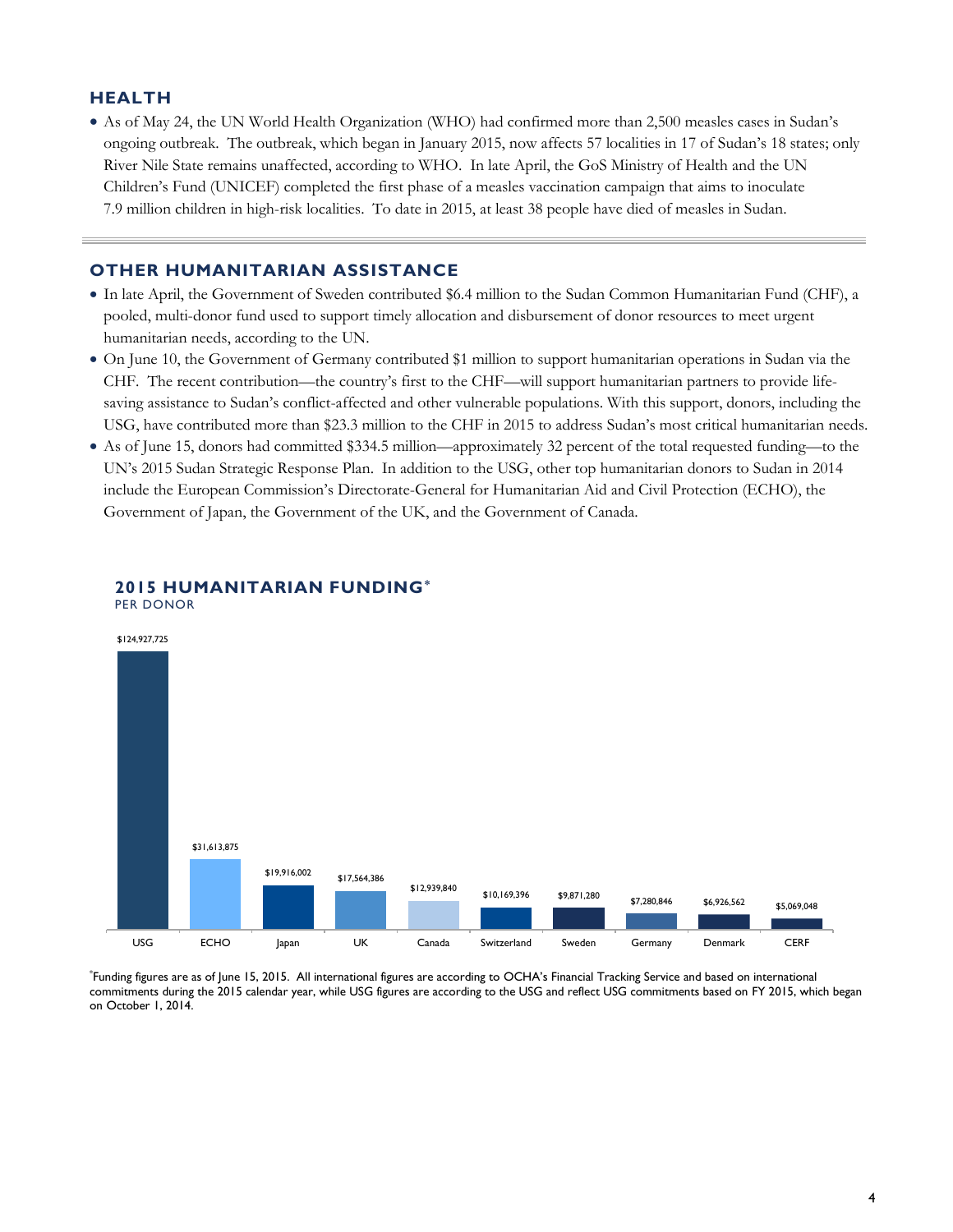## HEALTH

- As of May 24, the UN World Health Organization (WHO) had confirmed more than 2,500 measles cases in Sudan's ongoing outbreak. The outbreak, which began in January 2015, now affects 57 localities in 17 of Sudan's 18 states; only River Nile State remains unaffected, according to WHO. In late April, the GoS Ministry of Health and the UN Children's Fund (UNICEF) completed the first phase of a measles vaccination campaign that aims to inoculate 7.9 million children in high-risk localities. To date in 2015, at least 38 people have died of measles in Sudan.

## OTHER HUMANITARIAN ASSISTANCE

- In late April, the Government of Sweden contributed $6.4 million to the Sudan Common Humanitarian Fund (CHF), a pooled, multi-donor fund used to support timely allocation and disbursement of donor resources to meet urgent humanitarian needs, according to the UN.
- On June 10, the Government of Germany contributed $1 million to support humanitarian operations in Sudan via the CHF. The recent contribution—the country's first to the CHF—will support humanitarian partners to provide life-saving assistance to Sudan's conflict-affected and other vulnerable populations. With this support, donors, including the USG, have contributed more than $23.3 million to the CHF in 2015 to address Sudan's most critical humanitarian needs.
- As of June 15, donors had committed $334.5 million—approximately 32 percent of the total requested funding—to the UN's 2015 Sudan Strategic Response Plan. In addition to the USG, other top humanitarian donors to Sudan in 2014 include the European Commission's Directorate-General for Humanitarian Aid and Civil Protection (ECHO), the Government of Japan, the Government of the UK, and the Government of Canada.

### 2015 HUMANITARIAN FUNDING*
PER DONOR

| Donor | Funding |
|---|---|
| USG | $124,927,725 |
| ECHO | $31,613,875 |
| Japan | $19,916,002 |
| UK | $17,564,386 |
| Canada | $12,939,840 |
| Switzerland | $10,169,396 |
| Sweden | $9,871,280 |
| Germany | $7,280,846 |
| Denmark | $6,926,562 |
| CERF | $5,069,048 |

*Funding figures are as of June 15, 2015. All international figures are according to OCHA's Financial Tracking Service and based on international commitments during the 2015 calendar year, while USG figures are according to the USG and reflect USG commitments based on FY 2015, which began on October 1, 2014.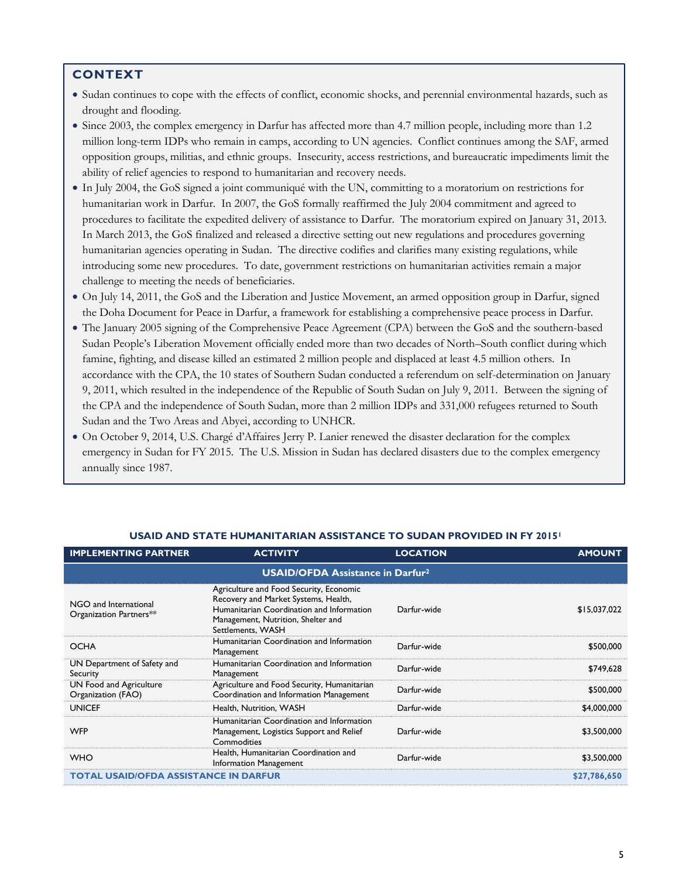## CONTEXT

- Sudan continues to cope with the effects of conflict, economic shocks, and perennial environmental hazards, such as drought and flooding.
- Since 2003, the complex emergency in Darfur has affected more than 4.7 million people, including more than 1.2 million long-term IDPs who remain in camps, according to UN agencies. Conflict continues among the SAF, armed opposition groups, militias, and ethnic groups. Insecurity, access restrictions, and bureaucratic impediments limit the ability of relief agencies to respond to humanitarian and recovery needs.
- In July 2004, the GoS signed a joint communiqué with the UN, committing to a moratorium on restrictions for humanitarian work in Darfur. In 2007, the GoS formally reaffirmed the July 2004 commitment and agreed to procedures to facilitate the expedited delivery of assistance to Darfur. The moratorium expired on January 31, 2013. In March 2013, the GoS finalized and released a directive setting out new regulations and procedures governing humanitarian agencies operating in Sudan. The directive codifies and clarifies many existing regulations, while introducing some new procedures. To date, government restrictions on humanitarian activities remain a major challenge to meeting the needs of beneficiaries.
- On July 14, 2011, the GoS and the Liberation and Justice Movement, an armed opposition group in Darfur, signed the Doha Document for Peace in Darfur, a framework for establishing a comprehensive peace process in Darfur.
- The January 2005 signing of the Comprehensive Peace Agreement (CPA) between the GoS and the southern-based Sudan People's Liberation Movement officially ended more than two decades of North–South conflict during which famine, fighting, and disease killed an estimated 2 million people and displaced at least 4.5 million others. In accordance with the CPA, the 10 states of Southern Sudan conducted a referendum on self-determination on January 9, 2011, which resulted in the independence of the Republic of South Sudan on July 9, 2011. Between the signing of the CPA and the independence of South Sudan, more than 2 million IDPs and 331,000 refugees returned to South Sudan and the Two Areas and Abyei, according to UNHCR.
- On October 9, 2014, U.S. Chargé d'Affaires Jerry P. Lanier renewed the disaster declaration for the complex emergency in Sudan for FY 2015. The U.S. Mission in Sudan has declared disasters due to the complex emergency annually since 1987.

### USAID AND STATE HUMANITARIAN ASSISTANCE TO SUDAN PROVIDED IN FY 2015[1]

| IMPLEMENTING PARTNER | ACTIVITY | LOCATION | AMOUNT |
|---|---|---|---|
| **USAID/OFDA Assistance in Darfur[2]** | | | |
| NGO and International Organization Partners** | Agriculture and Food Security, Economic Recovery and Market Systems, Health, Humanitarian Coordination and Information Management, Nutrition, Shelter and Settlements, WASH | Darfur-wide | $15,037,022 |
| OCHA | Humanitarian Coordination and Information Management | Darfur-wide | $500,000 |
| UN Department of Safety and Security | Humanitarian Coordination and Information Management | Darfur-wide | $749,628 |
| UN Food and Agriculture Organization (FAO) | Agriculture and Food Security, Humanitarian Coordination and Information Management | Darfur-wide | $500,000 |
| UNICEF | Health, Nutrition, WASH | Darfur-wide | $4,000,000 |
| WFP | Humanitarian Coordination and Information Management, Logistics Support and Relief Commodities | Darfur-wide | $3,500,000 |
| WHO | Health, Humanitarian Coordination and Information Management | Darfur-wide | $3,500,000 |
| **TOTAL USAID/OFDA ASSISTANCE IN DARFUR** | | | **$27,786,650** |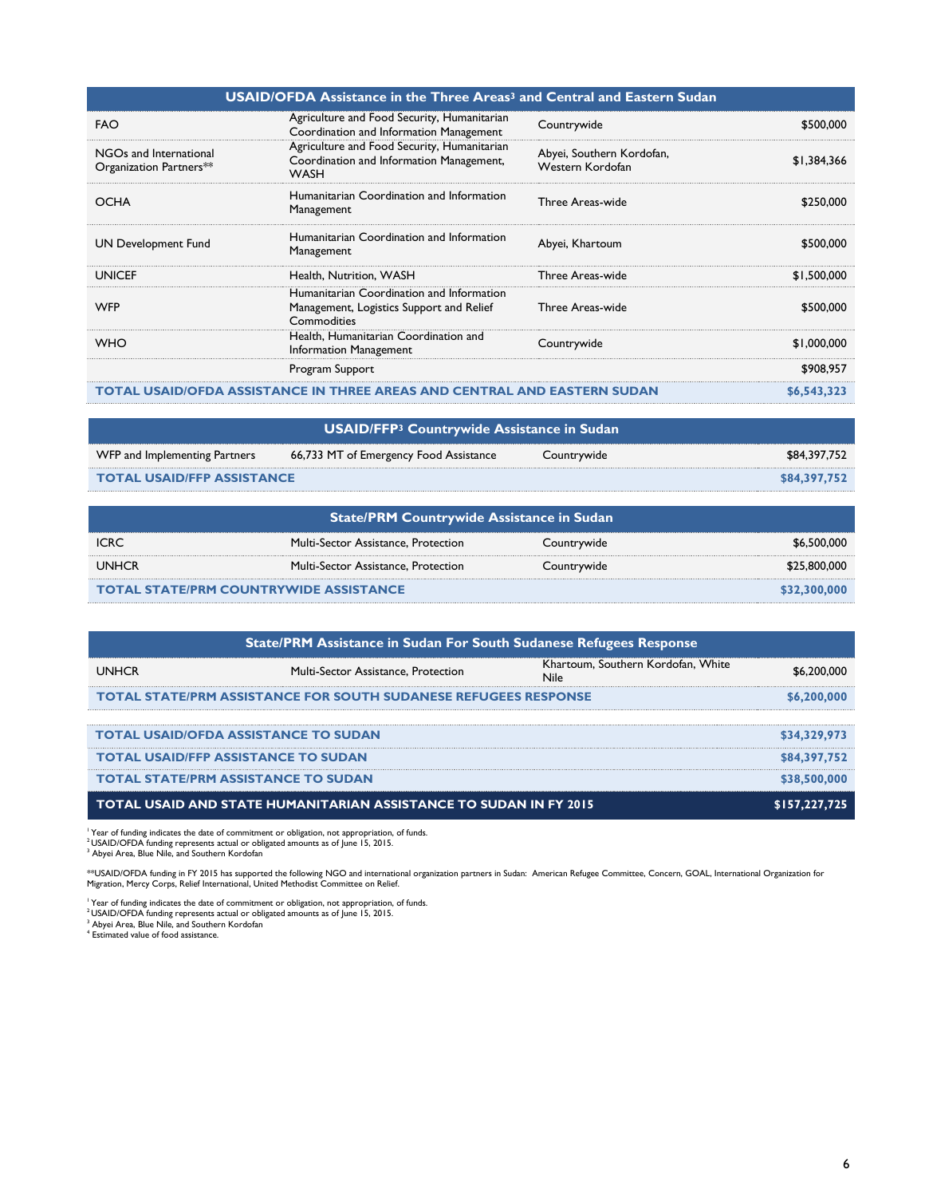| USAID/OFDA Assistance in the Three Areas[3] and Central and Eastern Sudan | | | |
|---|---|---|---|
| FAO | Agriculture and Food Security, Humanitarian Coordination and Information Management | Countrywide | $500,000 |
| NGOs and International Organization Partners** | Agriculture and Food Security, Humanitarian Coordination and Information Management, WASH | Abyei, Southern Kordofan, Western Kordofan | $1,384,366 |
| OCHA | Humanitarian Coordination and Information Management | Three Areas-wide | $250,000 |
| UN Development Fund | Humanitarian Coordination and Information Management | Abyei, Khartoum | $500,000 |
| UNICEF | Health, Nutrition, WASH | Three Areas-wide | $1,500,000 |
| WFP | Humanitarian Coordination and Information Management, Logistics Support and Relief Commodities | Three Areas-wide | $500,000 |
| WHO | Health, Humanitarian Coordination and Information Management | Countrywide | $1,000,000 |
| | Program Support | | $908,957 |
| **TOTAL USAID/OFDA ASSISTANCE IN THREE AREAS AND CENTRAL AND EASTERN SUDAN** | | | **$6,543,323** |

| USAID/FFP[3] Countrywide Assistance in Sudan | | | |
|---|---|---|---|
| WFP and Implementing Partners | 66,733 MT of Emergency Food Assistance | Countrywide | $84,397,752 |
| **TOTAL USAID/FFP ASSISTANCE** | | | **$84,397,752** |

| State/PRM Countrywide Assistance in Sudan | | | |
|---|---|---|---|
| ICRC | Multi-Sector Assistance, Protection | Countrywide | $6,500,000 |
| UNHCR | Multi-Sector Assistance, Protection | Countrywide | $25,800,000 |
| **TOTAL STATE/PRM COUNTRYWIDE ASSISTANCE** | | | **$32,300,000** |

| State/PRM Assistance in Sudan For South Sudanese Refugees Response | | | |
|---|---|---|---|
| UNHCR | Multi-Sector Assistance, Protection | Khartoum, Southern Kordofan, White Nile | $6,200,000 |
| **TOTAL STATE/PRM ASSISTANCE FOR SOUTH SUDANESE REFUGEES RESPONSE** | | | **$6,200,000** |

| | |
|---|---|
| **TOTAL USAID/OFDA ASSISTANCE TO SUDAN** | **$34,329,973** |
| **TOTAL USAID/FFP ASSISTANCE TO SUDAN** | **$84,397,752** |
| **TOTAL STATE/PRM ASSISTANCE TO SUDAN** | **$38,500,000** |
| **TOTAL USAID AND STATE HUMANITARIAN ASSISTANCE TO SUDAN IN FY 2015** | **$157,227,725** |

[1] Year of funding indicates the date of commitment or obligation, not appropriation, of funds.
[2] USAID/OFDA funding represents actual or obligated amounts as of June 15, 2015.
[3] Abyei Area, Blue Nile, and Southern Kordofan

**USAID/OFDA funding in FY 2015 has supported the following NGO and international organization partners in Sudan: American Refugee Committee, Concern, GOAL, International Organization for Migration, Mercy Corps, Relief International, United Methodist Committee on Relief.

[1] Year of funding indicates the date of commitment or obligation, not appropriation, of funds.
[2] USAID/OFDA funding represents actual or obligated amounts as of June 15, 2015.
[3] Abyei Area, Blue Nile, and Southern Kordofan
[4] Estimated value of food assistance.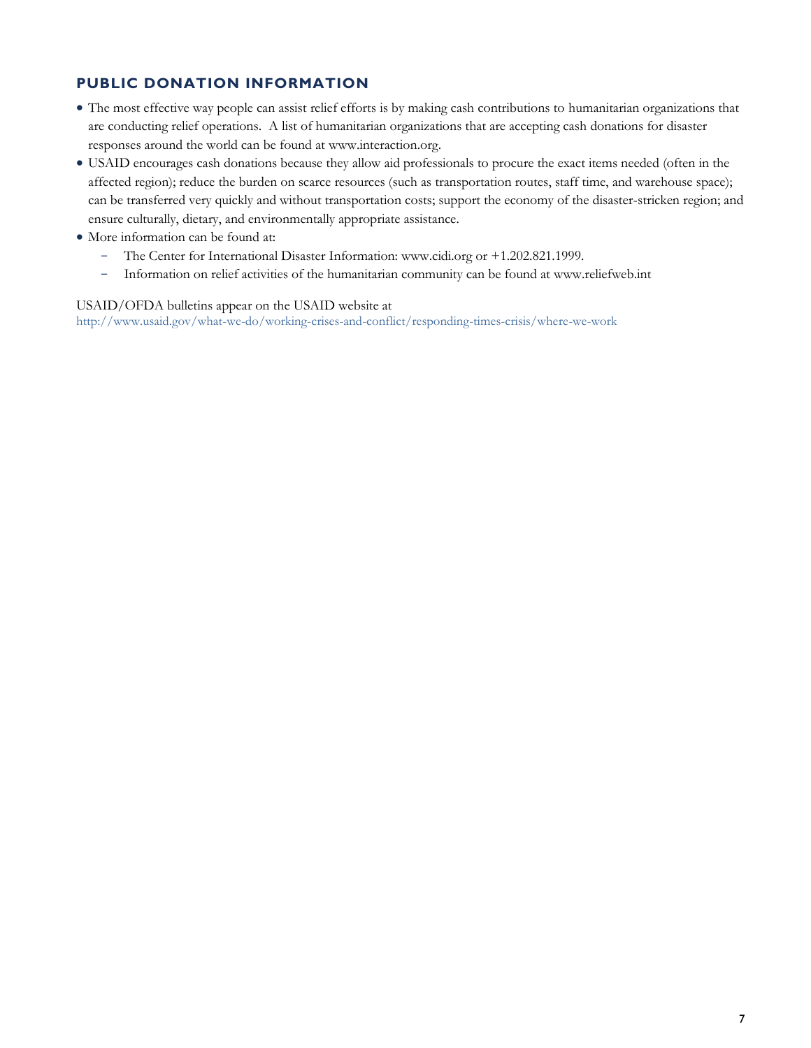## PUBLIC DONATION INFORMATION

- The most effective way people can assist relief efforts is by making cash contributions to humanitarian organizations that are conducting relief operations. A list of humanitarian organizations that are accepting cash donations for disaster responses around the world can be found at www.interaction.org.
- USAID encourages cash donations because they allow aid professionals to procure the exact items needed (often in the affected region); reduce the burden on scarce resources (such as transportation routes, staff time, and warehouse space); can be transferred very quickly and without transportation costs; support the economy of the disaster-stricken region; and ensure culturally, dietary, and environmentally appropriate assistance.
- More information can be found at:
  - The Center for International Disaster Information: www.cidi.org or +1.202.821.1999.
  - Information on relief activities of the humanitarian community can be found at www.reliefweb.int

USAID/OFDA bulletins appear on the USAID website at
http://www.usaid.gov/what-we-do/working-crises-and-conflict/responding-times-crisis/where-we-work